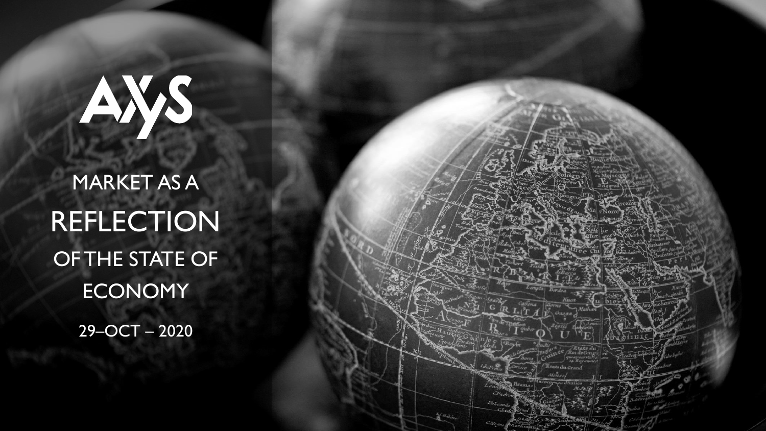AXYS

# MARKET AS A REFLECTION OF THE STATE OF ECONOMY

29–OCT – 2020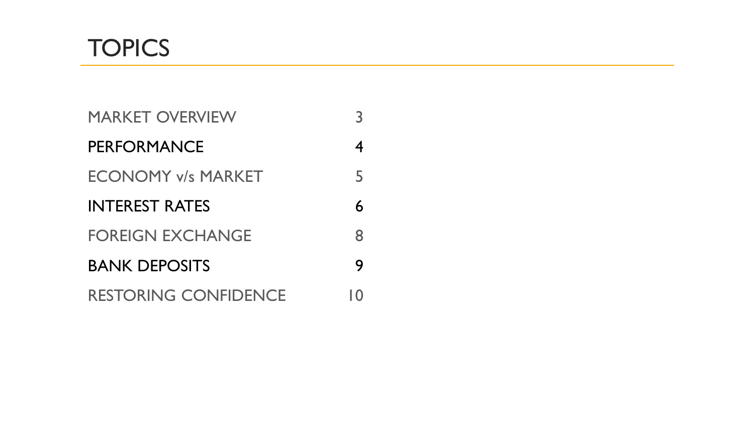# TOPICS

| | |
|---|---|
| MARKET OVERVIEW | 3 |
| PERFORMANCE | 4 |
| ECONOMY v/s MARKET | 5 |
| INTEREST RATES | 6 |
| FOREIGN EXCHANGE | 8 |
| BANK DEPOSITS | 9 |
| RESTORING CONFIDENCE | 10 |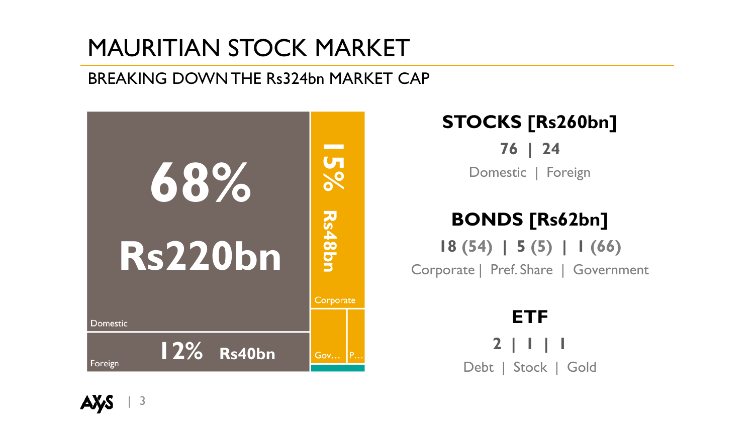# MAURITIAN STOCK MARKET

## BREAKING DOWN THE Rs324bn MARKET CAP

68% Rs220bn Domestic

12% Rs40bn Foreign

15% Rs48bn Corporate

Gov… P…

### STOCKS [Rs260bn]

**76 | 24**

Domestic | Foreign

### BONDS [Rs62bn]

**18 (54) | 5 (5) | 1 (66)**

Corporate | Pref. Share | Government

### ETF

**2 | 1 | 1**

Debt | Stock | Gold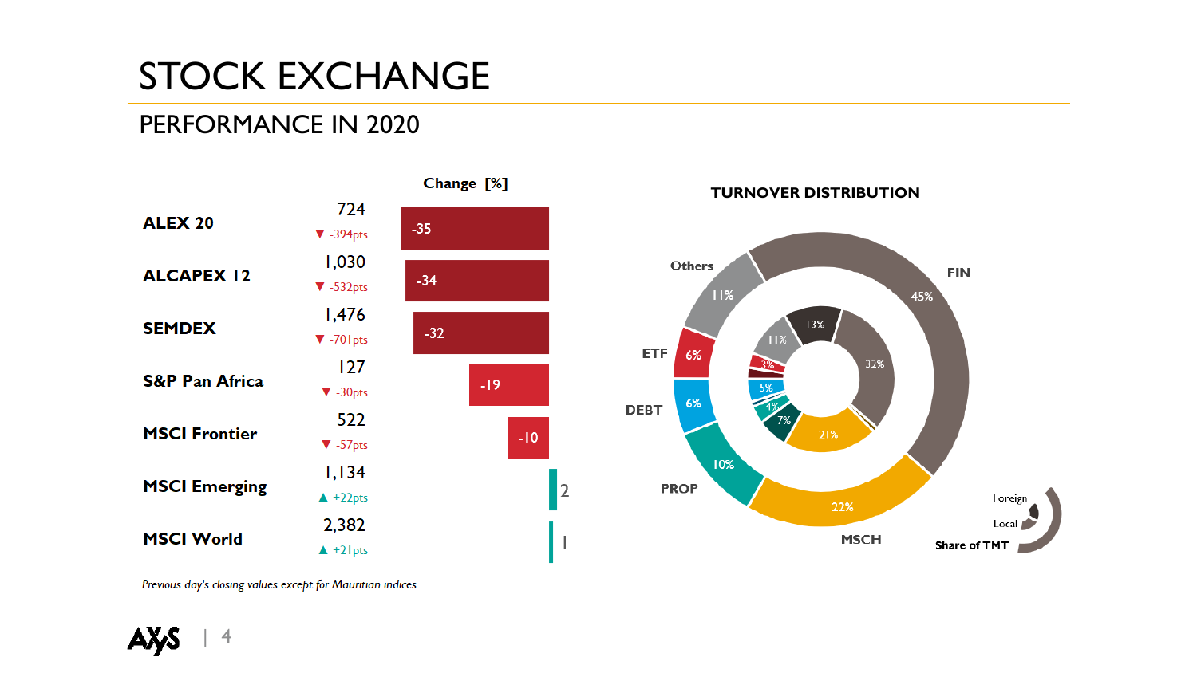# STOCK EXCHANGE

## PERFORMANCE IN 2020

| Index | Value | Points | Change [%] |
| --- | --- | --- | --- |
| ALEX 20 | 724 | ▼ -394pts | -35 |
| ALCAPEX 12 | 1,030 | ▼ -532pts | -34 |
| SEMDEX | 1,476 | ▼ -701pts | -32 |
| S&P Pan Africa | 127 | ▼ -30pts | -19 |
| MSCI Frontier | 522 | ▼ -57pts | -10 |
| MSCI Emerging | 1,134 | ▲ +22pts | 2 |
| MSCI World | 2,382 | ▲ +21pts | 1 |

*Previous day's closing values except for Mauritian indices.*

### TURNOVER DISTRIBUTION

| Sector | Outer ring | Inner ring |
| --- | --- | --- |
| FIN | 45% | 32% |
| MSCH | 22% | 21% |
| PROP | 10% | 7% / 4% |
| DEBT | 6% | 5% |
| ETF | 6% | 3% |
| Others | 11% | 11% |
| | | 13% |

Foreign / Local — Share of TMT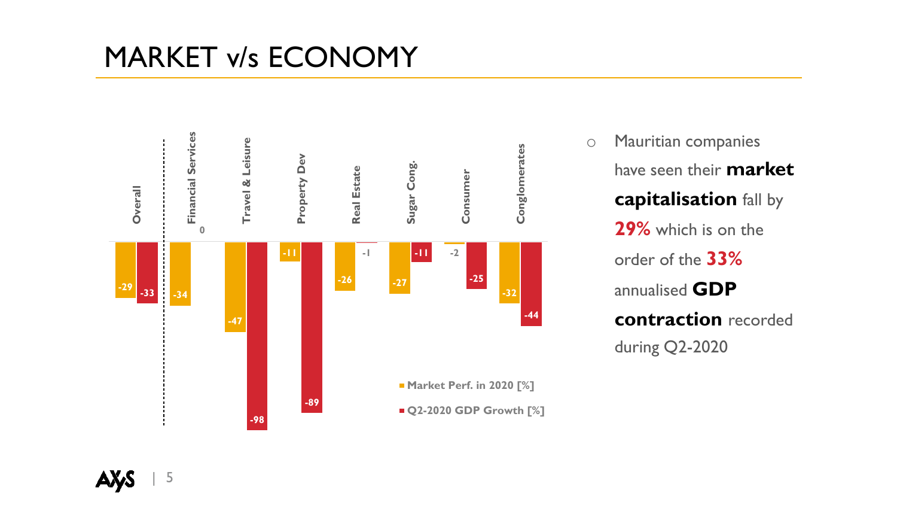# MARKET v/s ECONOMY

| | Overall | Financial Services | Travel & Leisure | Property Dev | Real Estate | Sugar Cong. | Consumer | Conglomerates |
|---|---|---|---|---|---|---|---|---|
| Market Perf. in 2020 [%] | -29 | -34 | -47 | -11 | -26 | -27 | -2 | -32 |
| Q2-2020 GDP Growth [%] | -33 | 0 | -98 | -89 | -1 | -11 | -25 | -44 |

- Mauritian companies have seen their **market capitalisation** fall by **29%** which is on the order of the **33%** annualised **GDP contraction** recorded during Q2-2020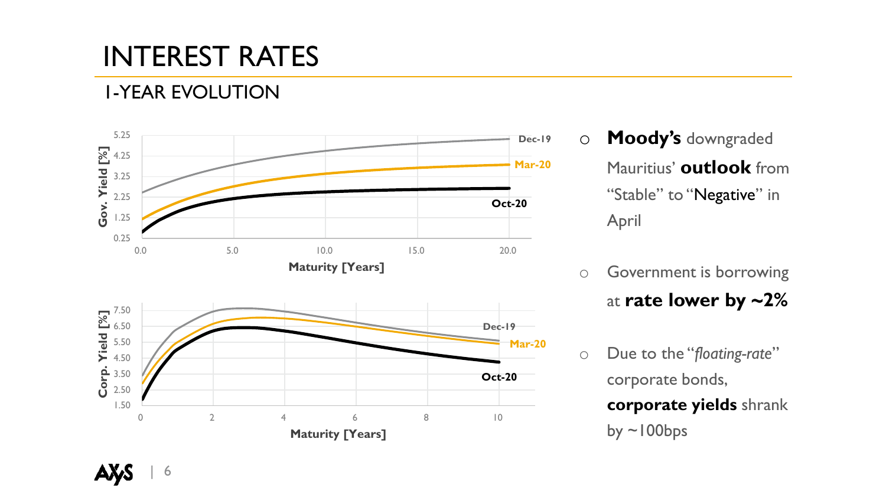# INTEREST RATES

## 1-YEAR EVOLUTION

- **Moody's** downgraded Mauritius' **outlook** from "Stable" to "Negative" in April
- Government is borrowing at **rate lower by ~2%**
- Due to the "*floating-rate*" corporate bonds, **corporate yields** shrank by ~100bps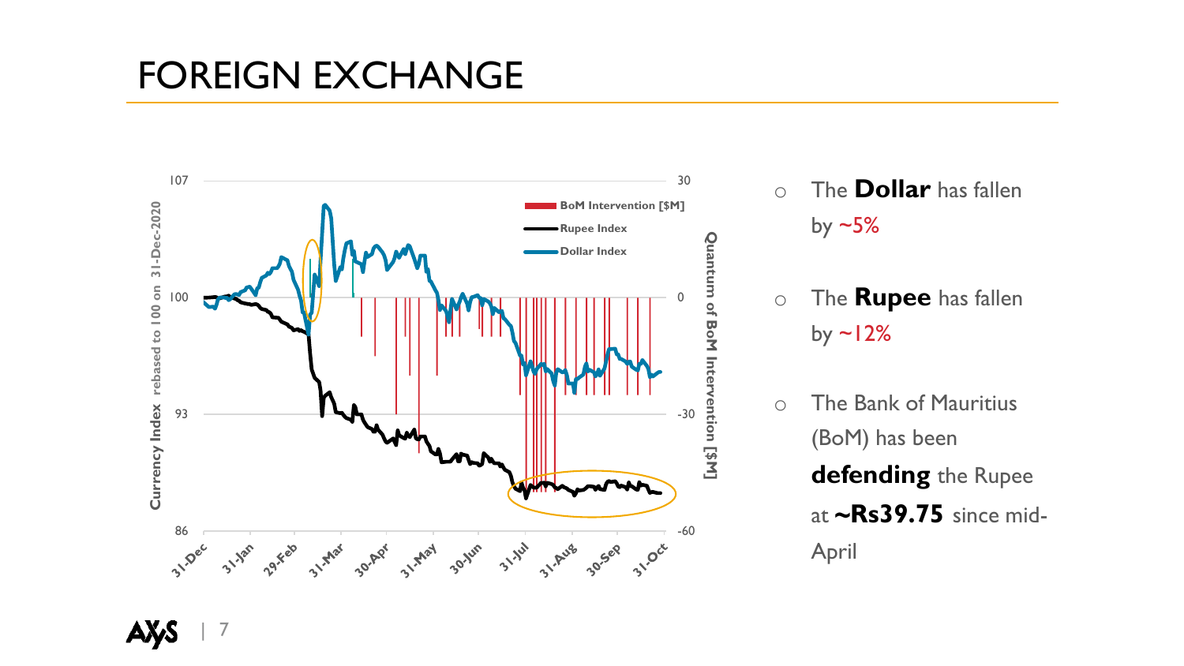# FOREIGN EXCHANGE

- The **Dollar** has fallen by ~5%
- The **Rupee** has fallen by ~12%
- The Bank of Mauritius (BoM) has been **defending** the Rupee at **~Rs39.75** since mid-April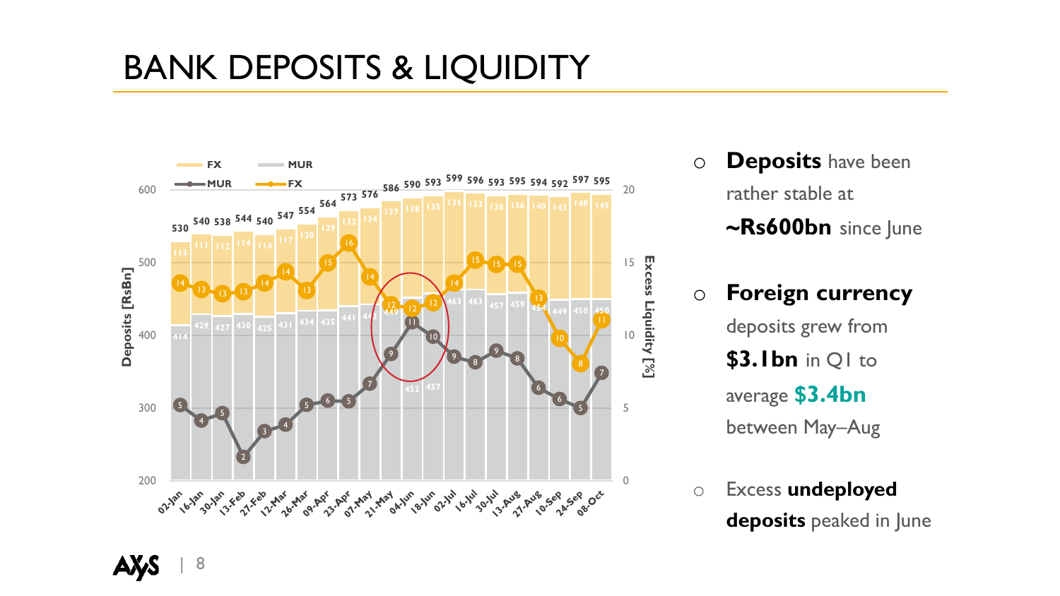# BANK DEPOSITS & LIQUIDITY

| Date | FX Deposits [RsBn] | MUR Deposits [RsBn] | Total Deposits [RsBn] | MUR Excess Liquidity [%] | FX Excess Liquidity [%] |
|---|---|---|---|---|---|
| 02-Jan | 115 | 414 | 530 | 5 | 14 |
| 16-Jan | 111 | 429 | 540 | 4 | 13 |
| 30-Jan | 112 | 427 | 538 | 5 | 13 |
| 13-Feb | 114 | 430 | 544 | 2 | 13 |
| 27-Feb | 114 | 425 | 540 | 3 | 14 |
| 12-Mar | 117 | 431 | 547 | 4 | 14 |
| 26-Mar | 120 | 434 | 554 | 5 | 13 |
| 09-Apr | 129 | 435 | 564 | 6 | 15 |
| 23-Apr | 132 | 441 | 573 | 5 | 16 |
| 07-May | 134 | 443 | 576 | 7 | 14 |
| 21-May | 137 | 449 | 586 | 9 | 12 |
| 04-Jun | 138 | 452 | 590 | 11 | 12 |
| 18-Jun | 135 | 457 | 593 | 10 | 12 |
| 02-Jul | 135 | 463 | 599 | 9 | 14 |
| 16-Jul | 133 | 463 | 596 | 8 | 15 |
| 30-Jul | 136 | 457 | 593 | 9 | 15 |
| 13-Aug | 136 | 459 | 595 | 8 | 15 |
| 27-Aug | 140 | 454 | 594 | 6 | 13 |
| 10-Sep | 143 | 449 | 592 | 6 | 10 |
| 24-Sep | 148 | 450 | 597 | 5 | 8 |
| 08-Oct | 145 | 450 | 595 | 7 | 11 |

- **Deposits** have been rather stable at **~Rs600bn** since June
- **Foreign currency** deposits grew from **$3.1bn** in Q1 to average **$3.4bn** between May–Aug
- Excess **undeployed deposits** peaked in June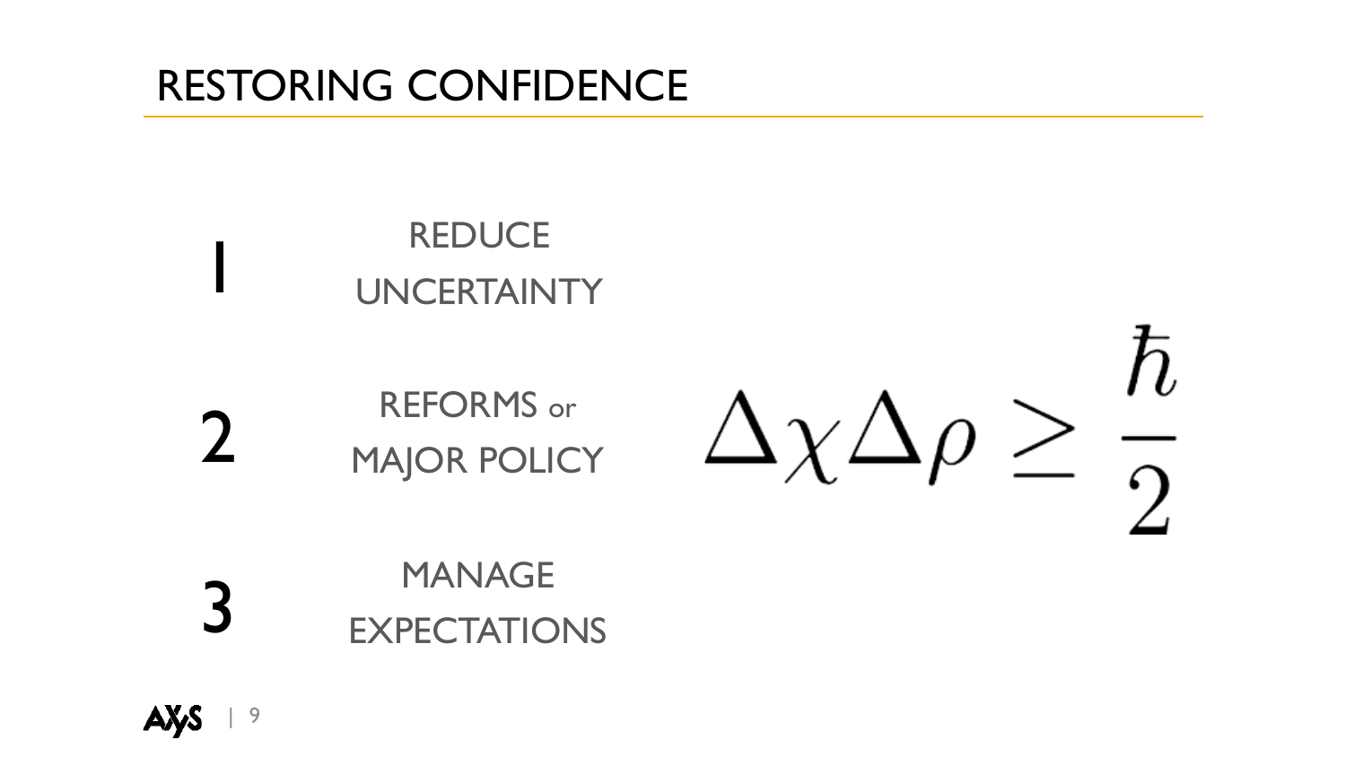# RESTORING CONFIDENCE

1. REDUCE UNCERTAINTY
2. REFORMS or MAJOR POLICY
3. MANAGE EXPECTATIONS

$$\Delta\chi\Delta\rho \geq \frac{\hbar}{2}$$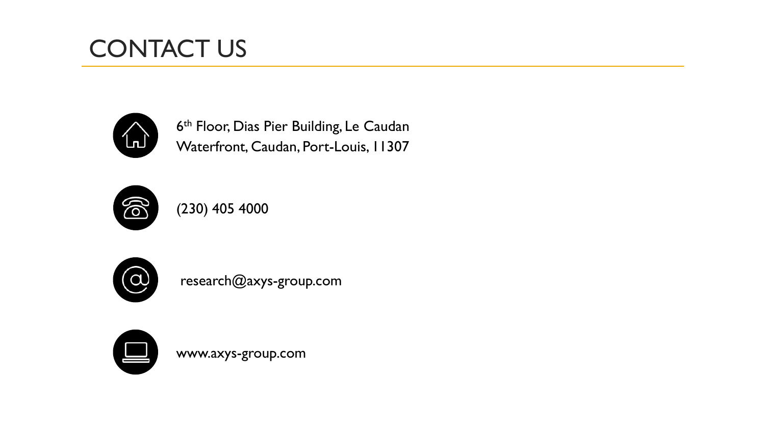# CONTACT US

6th Floor, Dias Pier Building, Le Caudan Waterfront, Caudan, Port-Louis, 11307

(230) 405 4000

research@axys-group.com

www.axys-group.com